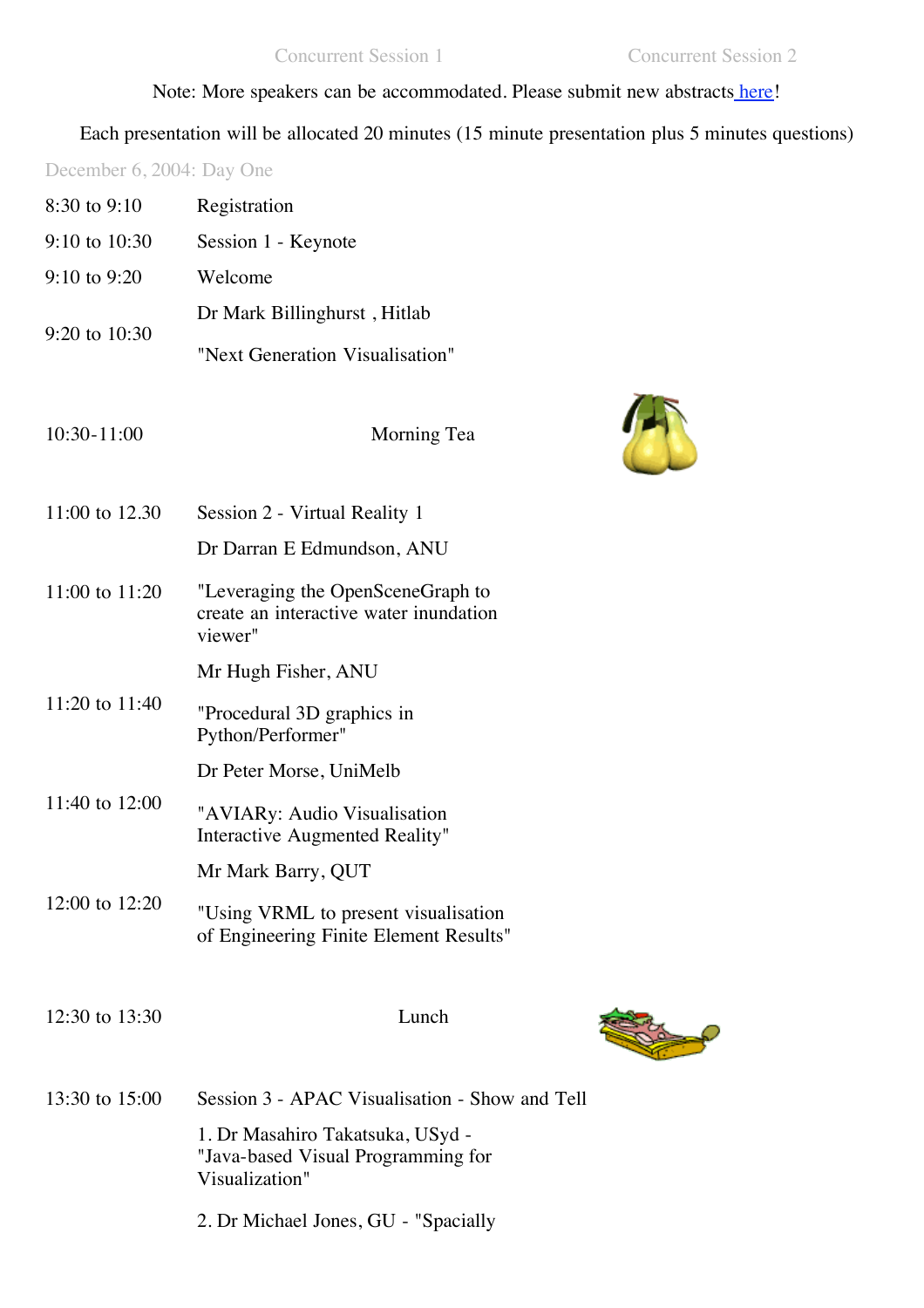Concurrent Session 1 Concurrent Session 2

Note: More speakers can be accommodated. Please submit new abstracts here!

Each presentation will be allocated 20 minutes (15 minute presentation plus 5 minutes questions)

December 6, 2004: Day One

| | |
|---|---|
| 8:30 to 9:10 | Registration |
| 9:10 to 10:30 | Session 1 - Keynote |
| 9:10 to 9:20 | Welcome |
| 9:20 to 10:30 | Dr Mark Billinghurst , Hitlab<br>"Next Generation Visualisation" |
| 10:30-11:00 | Morning Tea |
| 11:00 to 12.30 | Session 2 - Virtual Reality 1 |
| 11:00 to 11:20 | Dr Darran E Edmundson, ANU<br>"Leveraging the OpenSceneGraph to create an interactive water inundation viewer" |
| 11:20 to 11:40 | Mr Hugh Fisher, ANU<br>"Procedural 3D graphics in Python/Performer" |
| 11:40 to 12:00 | Dr Peter Morse, UniMelb<br>"AVIARy: Audio Visualisation Interactive Augmented Reality" |
| 12:00 to 12:20 | Mr Mark Barry, QUT<br>"Using VRML to present visualisation of Engineering Finite Element Results" |
| 12:30 to 13:30 | Lunch |
| 13:30 to 15:00 | Session 3 - APAC Visualisation - Show and Tell<br>1. Dr Masahiro Takatsuka, USyd - "Java-based Visual Programming for Visualization"<br>2. Dr Michael Jones, GU - "Spatially |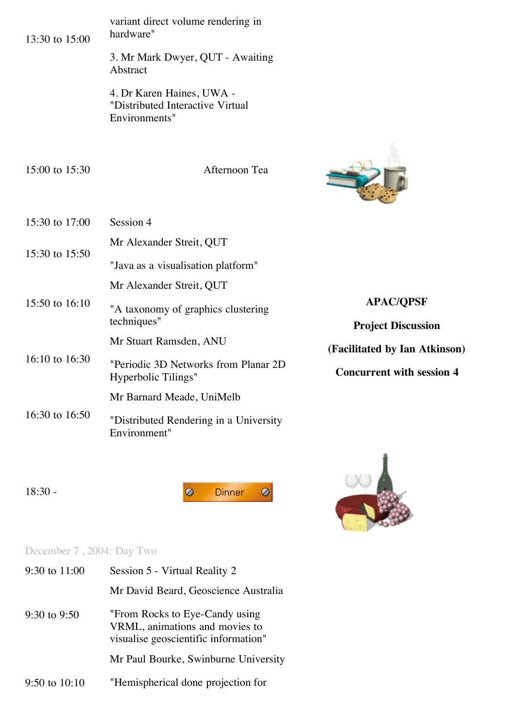| | | |
|---|---|---|
| 13:30 to 15:00 | variant direct volume rendering in hardware"<br><br>3. Mr Mark Dwyer, QUT - Awaiting Abstract<br><br>4. Dr Karen Haines, UWA - "Distributed Interactive Virtual Environments" | |
| 15:00 to 15:30 | Afternoon Tea | |
| 15:30 to 17:00 | Session 4 | **APAC/QPSF**<br><br>**Project Discussion**<br><br>**(Facilitated by Ian Atkinson)**<br><br>**Concurrent with session 4** |
| 15:30 to 15:50 | Mr Alexander Streit, QUT<br><br>"Java as a visualisation platform" | |
| 15:50 to 16:10 | Mr Alexander Streit, QUT<br><br>"A taxonomy of graphics clustering techniques" | |
| 16:10 to 16:30 | Mr Stuart Ramsden, ANU<br><br>"Periodic 3D Networks from Planar 2D Hyperbolic Tilings" | |
| 16:30 to 16:50 | Mr Barnard Meade, UniMelb<br><br>"Distributed Rendering in a University Environment" | |
| 18:30 - | Dinner | |

December 7 , 2004: Day Two

| | |
|---|---|
| 9:30 to 11:00 | Session 5 - Virtual Reality 2 |
| 9:30 to 9:50 | Mr David Beard, Geoscience Australia<br><br>"From Rocks to Eye-Candy using VRML, animations and movies to visualise geoscientific information" |
| 9:50 to 10:10 | Mr Paul Bourke, Swinburne University<br><br>"Hemispherical done projection for |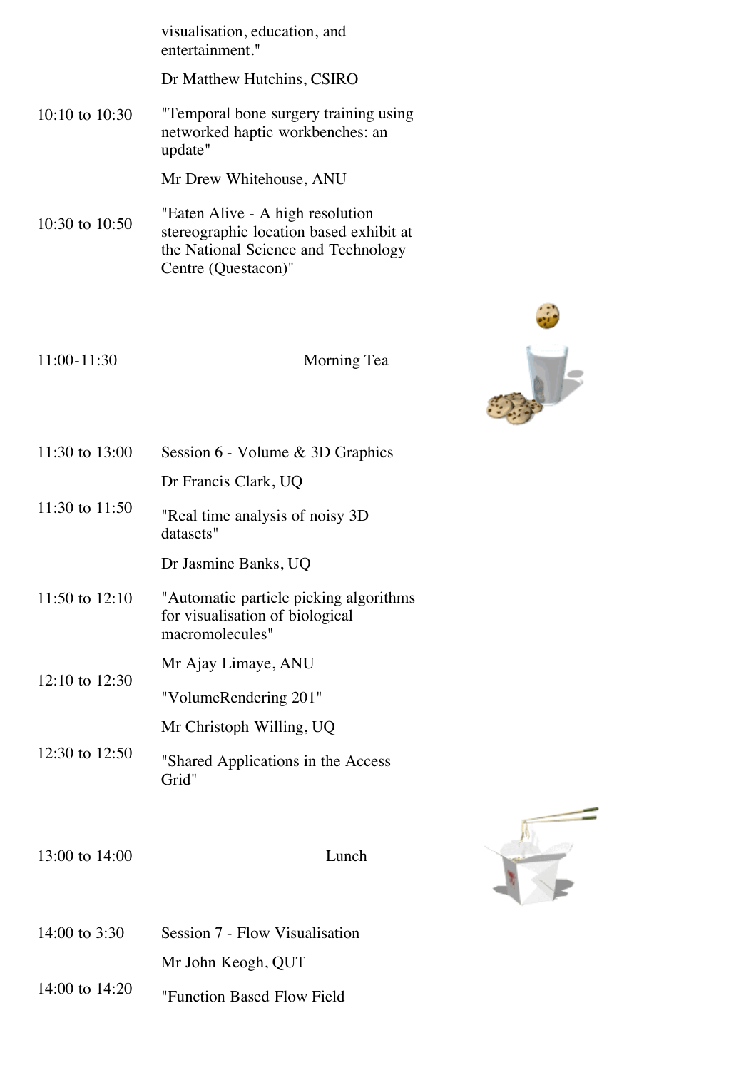| | |
|---|---|
| | visualisation, education, and entertainment." |
| | Dr Matthew Hutchins, CSIRO |
| 10:10 to 10:30 | "Temporal bone surgery training using networked haptic workbenches: an update" |
| | Mr Drew Whitehouse, ANU |
| 10:30 to 10:50 | "Eaten Alive - A high resolution stereographic location based exhibit at the National Science and Technology Centre (Questacon)" |
| 11:00-11:30 | Morning Tea |
| 11:30 to 13:00 | Session 6 - Volume & 3D Graphics |
| | Dr Francis Clark, UQ |
| 11:30 to 11:50 | "Real time analysis of noisy 3D datasets" |
| | Dr Jasmine Banks, UQ |
| 11:50 to 12:10 | "Automatic particle picking algorithms for visualisation of biological macromolecules" |
| | Mr Ajay Limaye, ANU |
| 12:10 to 12:30 | "VolumeRendering 201" |
| | Mr Christoph Willing, UQ |
| 12:30 to 12:50 | "Shared Applications in the Access Grid" |
| 13:00 to 14:00 | Lunch |
| 14:00 to 3:30 | Session 7 - Flow Visualisation |
| | Mr John Keogh, QUT |
| 14:00 to 14:20 | "Function Based Flow Field |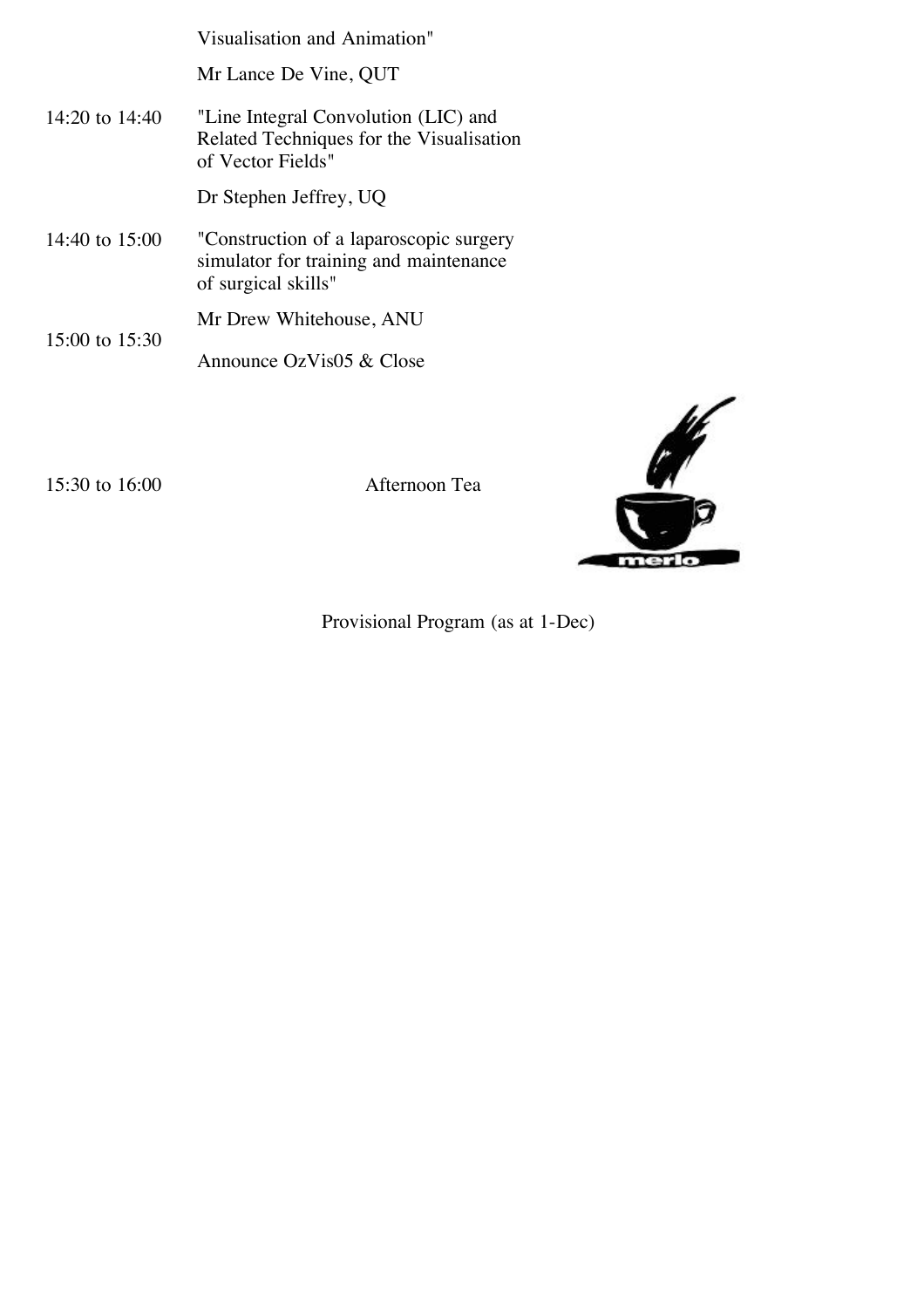| | |
|---|---|
| | Visualisation and Animation"<br>Mr Lance De Vine, QUT |
| 14:20 to 14:40 | "Line Integral Convolution (LIC) and Related Techniques for the Visualisation of Vector Fields"<br>Dr Stephen Jeffrey, UQ |
| 14:40 to 15:00 | "Construction of a laparoscopic surgery simulator for training and maintenance of surgical skills"<br>Mr Drew Whitehouse, ANU |
| 15:00 to 15:30 | Announce OzVis05 & Close |
| 15:30 to 16:00 | Afternoon Tea |

merlo

Provisional Program (as at 1-Dec)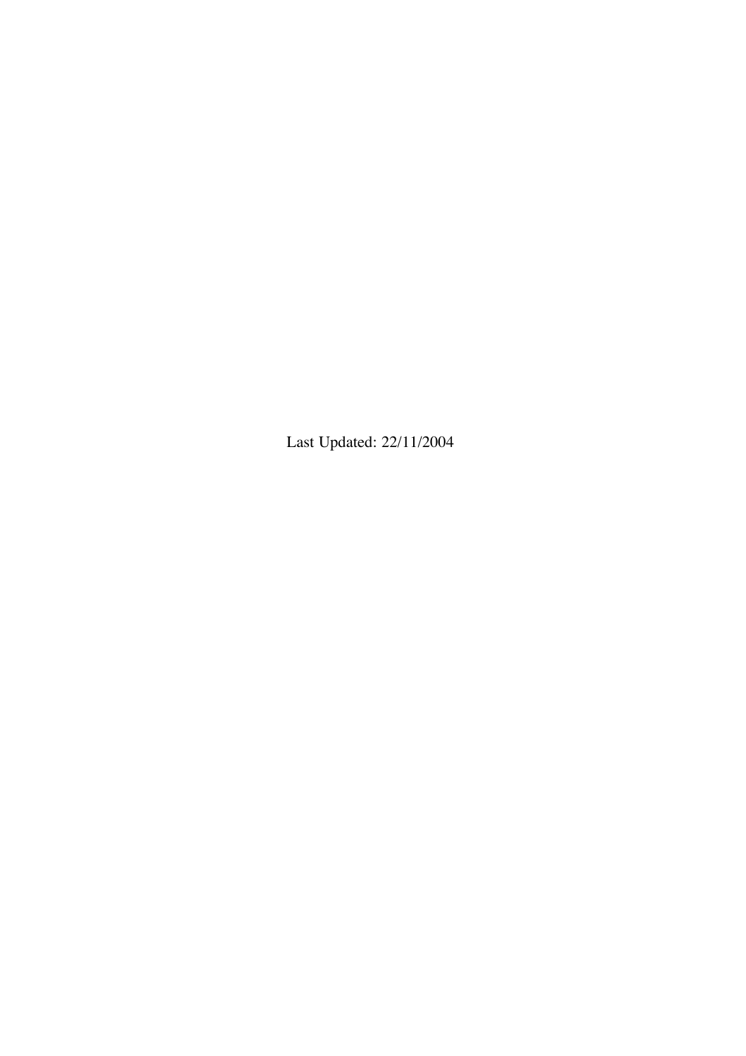Last Updated: 22/11/2004